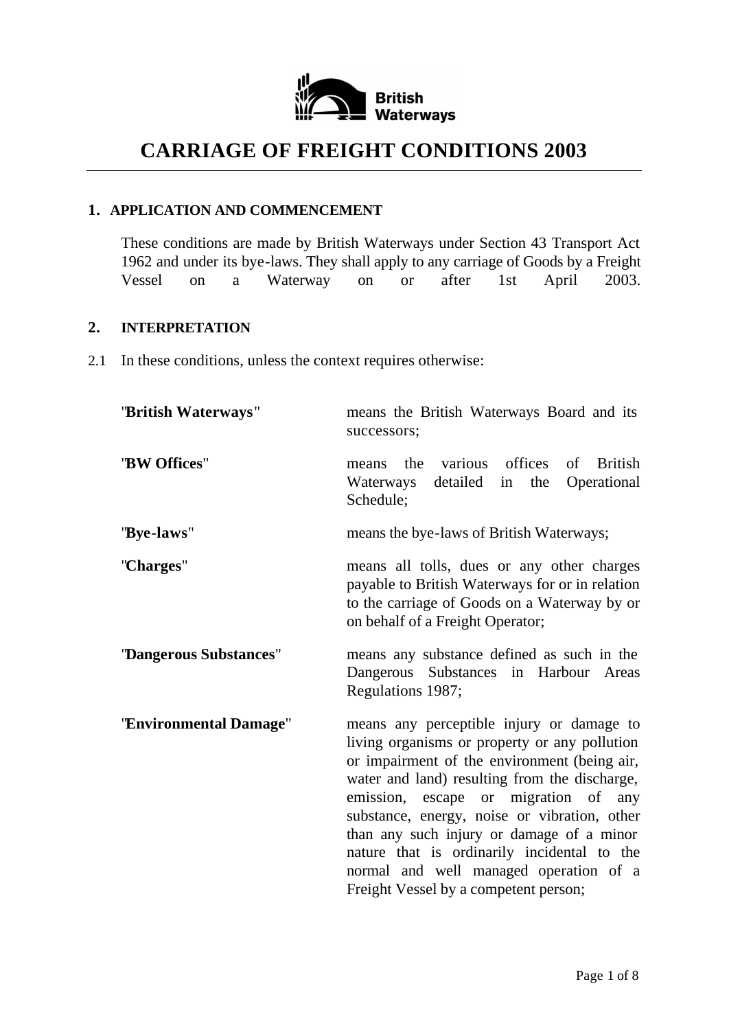British Waterways

# CARRIAGE OF FREIGHT CONDITIONS 2003

## 1. APPLICATION AND COMMENCEMENT

These conditions are made by British Waterways under Section 43 Transport Act 1962 and under its bye-laws. They shall apply to any carriage of Goods by a Freight Vessel on a Waterway on or after 1st April 2003.

## 2. INTERPRETATION

2.1 In these conditions, unless the context requires otherwise:

| | |
|---|---|
| "**British Waterways**" | means the British Waterways Board and its successors; |
| "**BW Offices**" | means the various offices of British Waterways detailed in the Operational Schedule; |
| "**Bye-laws**" | means the bye-laws of British Waterways; |
| "**Charges**" | means all tolls, dues or any other charges payable to British Waterways for or in relation to the carriage of Goods on a Waterway by or on behalf of a Freight Operator; |
| "**Dangerous Substances**" | means any substance defined as such in the Dangerous Substances in Harbour Areas Regulations 1987; |
| "**Environmental Damage**" | means any perceptible injury or damage to living organisms or property or any pollution or impairment of the environment (being air, water and land) resulting from the discharge, emission, escape or migration of any substance, energy, noise or vibration, other than any such injury or damage of a minor nature that is ordinarily incidental to the normal and well managed operation of a Freight Vessel by a competent person; |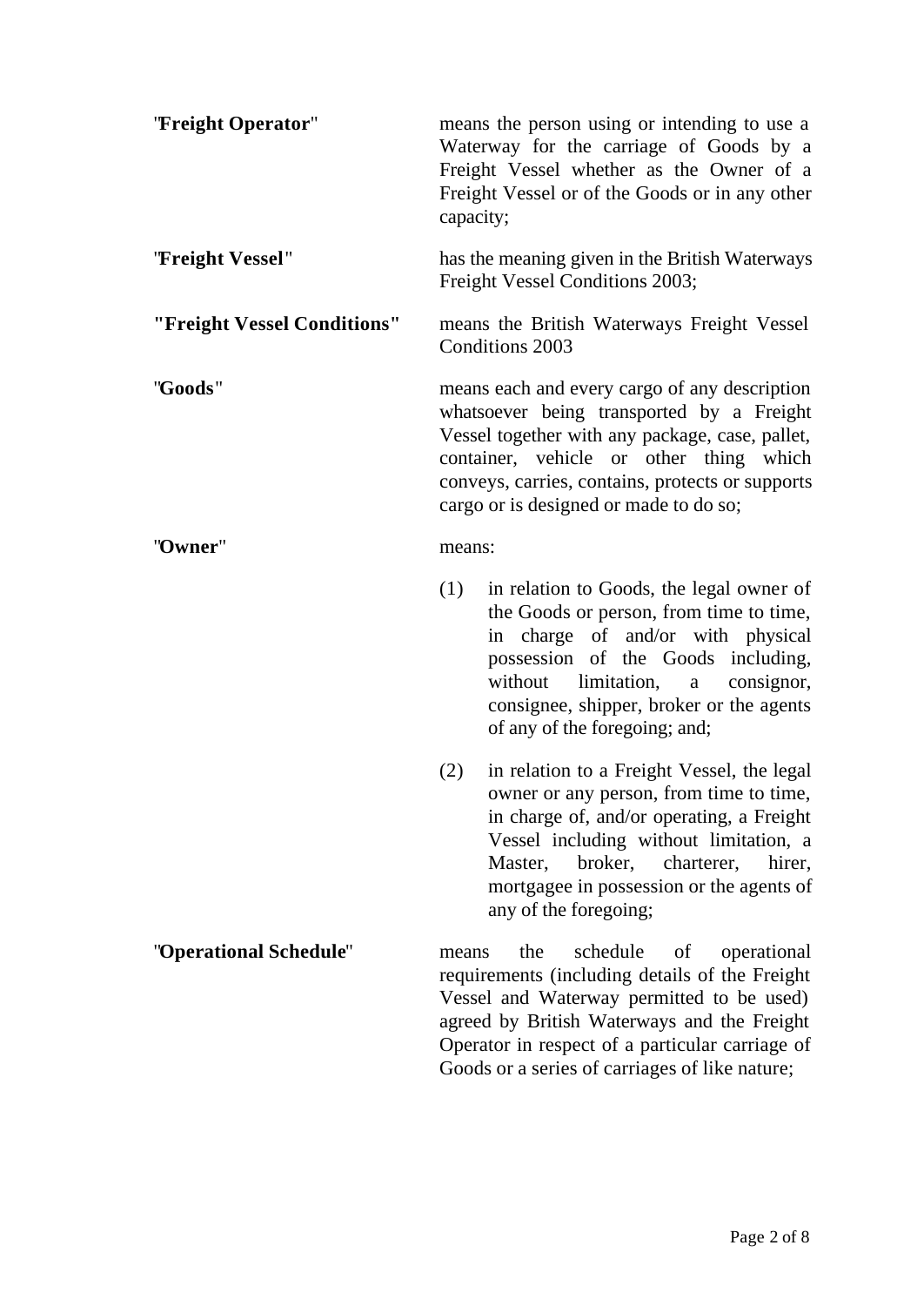"**Freight Operator**" means the person using or intending to use a Waterway for the carriage of Goods by a Freight Vessel whether as the Owner of a Freight Vessel or of the Goods or in any other capacity;

"**Freight Vessel**" has the meaning given in the British Waterways Freight Vessel Conditions 2003;

**"Freight Vessel Conditions"** means the British Waterways Freight Vessel Conditions 2003

"**Goods**" means each and every cargo of any description whatsoever being transported by a Freight Vessel together with any package, case, pallet, container, vehicle or other thing which conveys, carries, contains, protects or supports cargo or is designed or made to do so;

"**Owner**" means:

(1) in relation to Goods, the legal owner of the Goods or person, from time to time, in charge of and/or with physical possession of the Goods including, without limitation, a consignor, consignee, shipper, broker or the agents of any of the foregoing; and;

(2) in relation to a Freight Vessel, the legal owner or any person, from time to time, in charge of, and/or operating, a Freight Vessel including without limitation, a Master, broker, charterer, hirer, mortgagee in possession or the agents of any of the foregoing;

"**Operational Schedule**" means the schedule of operational requirements (including details of the Freight Vessel and Waterway permitted to be used) agreed by British Waterways and the Freight Operator in respect of a particular carriage of Goods or a series of carriages of like nature;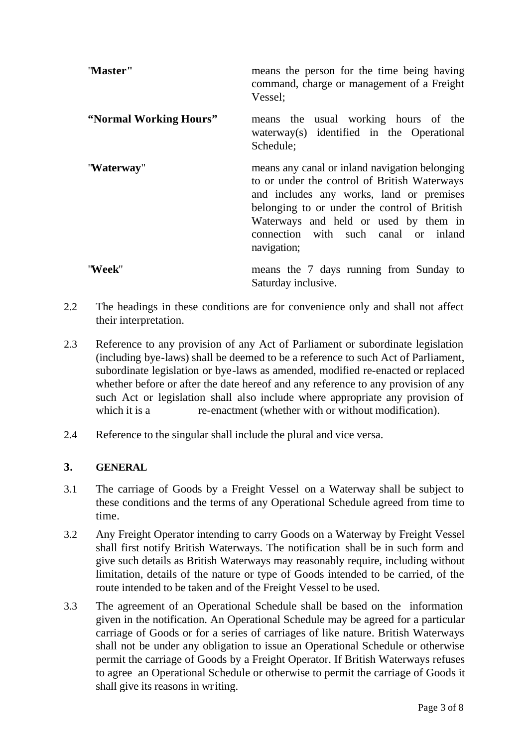| | |
|---|---|
| "**Master"** | means the person for the time being having command, charge or management of a Freight Vessel; |
| **"Normal Working Hours"** | means the usual working hours of the waterway(s) identified in the Operational Schedule; |
| "**Waterway**" | means any canal or inland navigation belonging to or under the control of British Waterways and includes any works, land or premises belonging to or under the control of British Waterways and held or used by them in connection with such canal or inland navigation; |
| "**Week**" | means the 7 days running from Sunday to Saturday inclusive. |

2.2 The headings in these conditions are for convenience only and shall not affect their interpretation.

2.3 Reference to any provision of any Act of Parliament or subordinate legislation (including bye-laws) shall be deemed to be a reference to such Act of Parliament, subordinate legislation or bye-laws as amended, modified re-enacted or replaced whether before or after the date hereof and any reference to any provision of any such Act or legislation shall also include where appropriate any provision of which it is a re-enactment (whether with or without modification).

2.4 Reference to the singular shall include the plural and vice versa.

## 3. GENERAL

3.1 The carriage of Goods by a Freight Vessel on a Waterway shall be subject to these conditions and the terms of any Operational Schedule agreed from time to time.

3.2 Any Freight Operator intending to carry Goods on a Waterway by Freight Vessel shall first notify British Waterways. The notification shall be in such form and give such details as British Waterways may reasonably require, including without limitation, details of the nature or type of Goods intended to be carried, of the route intended to be taken and of the Freight Vessel to be used.

3.3 The agreement of an Operational Schedule shall be based on the information given in the notification. An Operational Schedule may be agreed for a particular carriage of Goods or for a series of carriages of like nature. British Waterways shall not be under any obligation to issue an Operational Schedule or otherwise permit the carriage of Goods by a Freight Operator. If British Waterways refuses to agree an Operational Schedule or otherwise to permit the carriage of Goods it shall give its reasons in writing.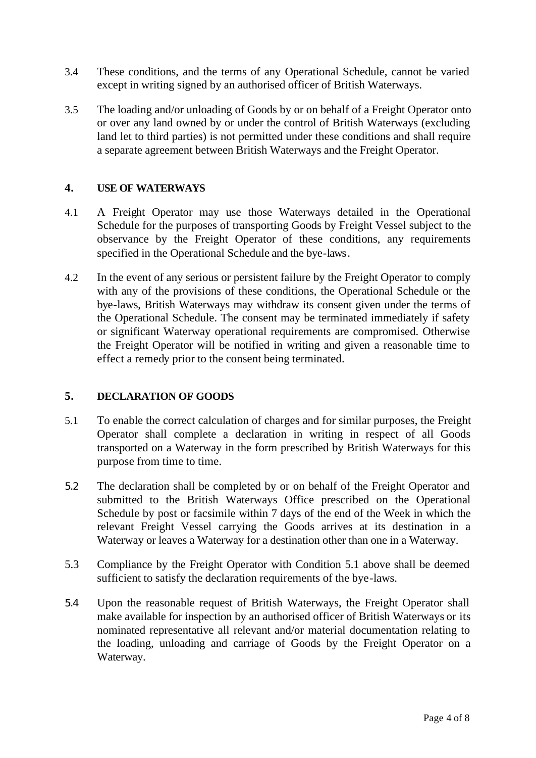3.4 These conditions, and the terms of any Operational Schedule, cannot be varied except in writing signed by an authorised officer of British Waterways.

3.5 The loading and/or unloading of Goods by or on behalf of a Freight Operator onto or over any land owned by or under the control of British Waterways (excluding land let to third parties) is not permitted under these conditions and shall require a separate agreement between British Waterways and the Freight Operator.

## 4. USE OF WATERWAYS

4.1 A Freight Operator may use those Waterways detailed in the Operational Schedule for the purposes of transporting Goods by Freight Vessel subject to the observance by the Freight Operator of these conditions, any requirements specified in the Operational Schedule and the bye-laws.

4.2 In the event of any serious or persistent failure by the Freight Operator to comply with any of the provisions of these conditions, the Operational Schedule or the bye-laws, British Waterways may withdraw its consent given under the terms of the Operational Schedule. The consent may be terminated immediately if safety or significant Waterway operational requirements are compromised. Otherwise the Freight Operator will be notified in writing and given a reasonable time to effect a remedy prior to the consent being terminated.

## 5. DECLARATION OF GOODS

5.1 To enable the correct calculation of charges and for similar purposes, the Freight Operator shall complete a declaration in writing in respect of all Goods transported on a Waterway in the form prescribed by British Waterways for this purpose from time to time.

5.2 The declaration shall be completed by or on behalf of the Freight Operator and submitted to the British Waterways Office prescribed on the Operational Schedule by post or facsimile within 7 days of the end of the Week in which the relevant Freight Vessel carrying the Goods arrives at its destination in a Waterway or leaves a Waterway for a destination other than one in a Waterway.

5.3 Compliance by the Freight Operator with Condition 5.1 above shall be deemed sufficient to satisfy the declaration requirements of the bye-laws.

5.4 Upon the reasonable request of British Waterways, the Freight Operator shall make available for inspection by an authorised officer of British Waterways or its nominated representative all relevant and/or material documentation relating to the loading, unloading and carriage of Goods by the Freight Operator on a Waterway.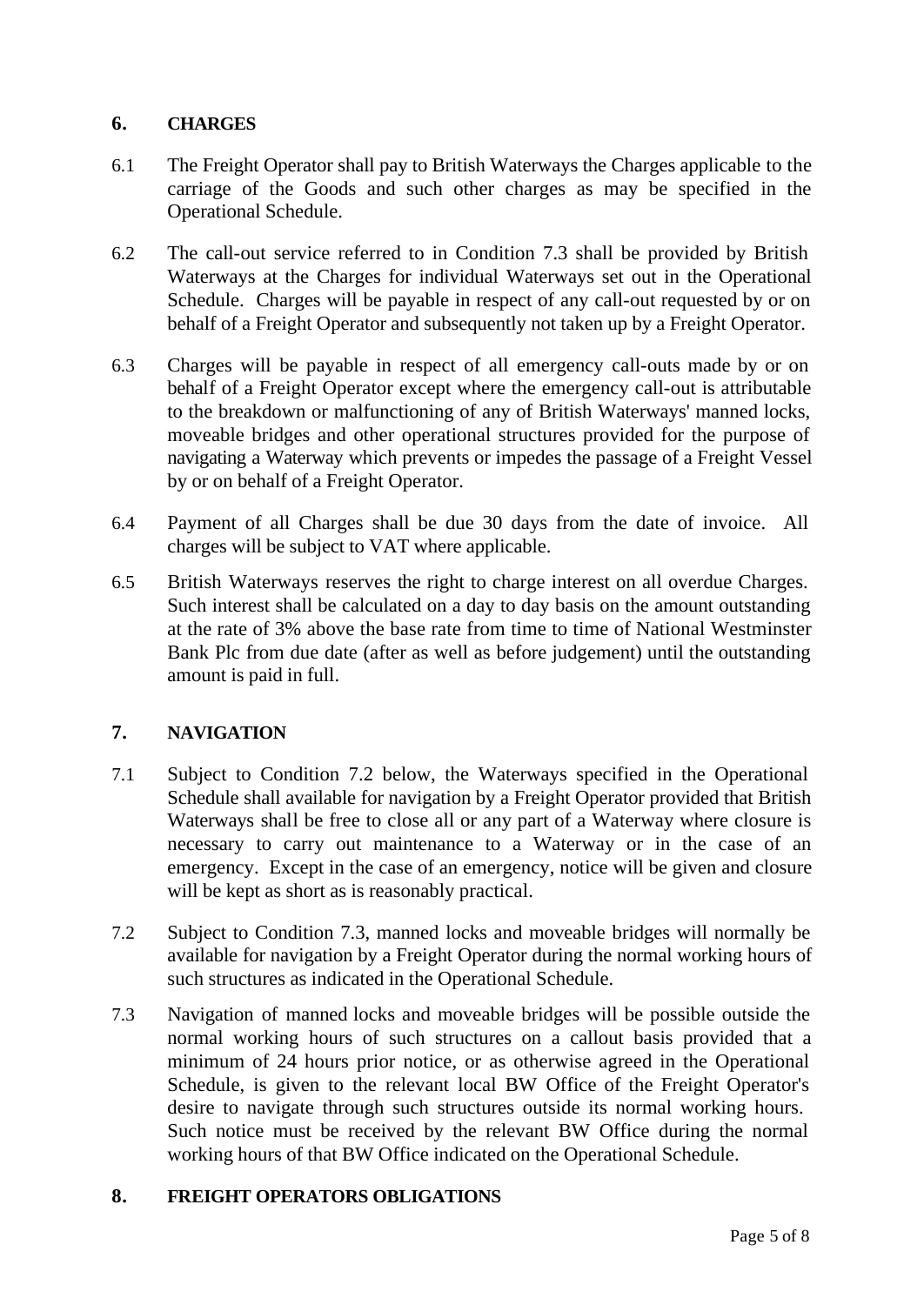## 6. CHARGES

6.1 The Freight Operator shall pay to British Waterways the Charges applicable to the carriage of the Goods and such other charges as may be specified in the Operational Schedule.

6.2 The call-out service referred to in Condition 7.3 shall be provided by British Waterways at the Charges for individual Waterways set out in the Operational Schedule. Charges will be payable in respect of any call-out requested by or on behalf of a Freight Operator and subsequently not taken up by a Freight Operator.

6.3 Charges will be payable in respect of all emergency call-outs made by or on behalf of a Freight Operator except where the emergency call-out is attributable to the breakdown or malfunctioning of any of British Waterways' manned locks, moveable bridges and other operational structures provided for the purpose of navigating a Waterway which prevents or impedes the passage of a Freight Vessel by or on behalf of a Freight Operator.

6.4 Payment of all Charges shall be due 30 days from the date of invoice. All charges will be subject to VAT where applicable.

6.5 British Waterways reserves the right to charge interest on all overdue Charges. Such interest shall be calculated on a day to day basis on the amount outstanding at the rate of 3% above the base rate from time to time of National Westminster Bank Plc from due date (after as well as before judgement) until the outstanding amount is paid in full.

## 7. NAVIGATION

7.1 Subject to Condition 7.2 below, the Waterways specified in the Operational Schedule shall available for navigation by a Freight Operator provided that British Waterways shall be free to close all or any part of a Waterway where closure is necessary to carry out maintenance to a Waterway or in the case of an emergency. Except in the case of an emergency, notice will be given and closure will be kept as short as is reasonably practical.

7.2 Subject to Condition 7.3, manned locks and moveable bridges will normally be available for navigation by a Freight Operator during the normal working hours of such structures as indicated in the Operational Schedule.

7.3 Navigation of manned locks and moveable bridges will be possible outside the normal working hours of such structures on a callout basis provided that a minimum of 24 hours prior notice, or as otherwise agreed in the Operational Schedule, is given to the relevant local BW Office of the Freight Operator's desire to navigate through such structures outside its normal working hours. Such notice must be received by the relevant BW Office during the normal working hours of that BW Office indicated on the Operational Schedule.

## 8. FREIGHT OPERATORS OBLIGATIONS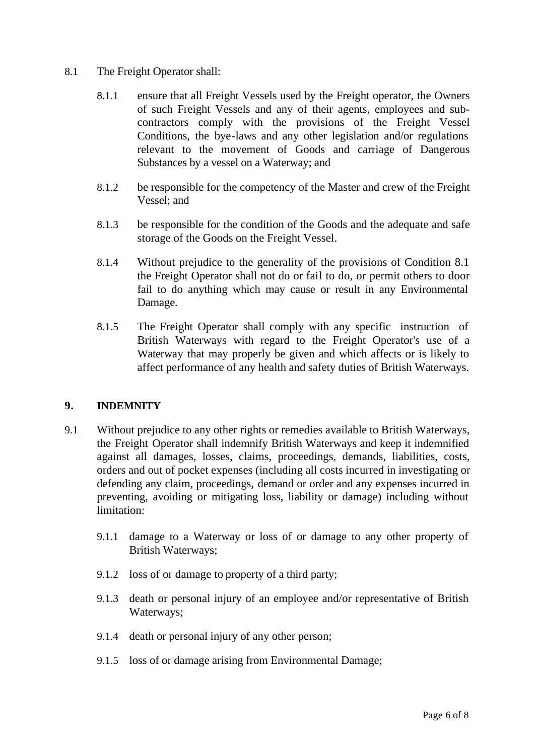8.1 The Freight Operator shall:

8.1.1 ensure that all Freight Vessels used by the Freight operator, the Owners of such Freight Vessels and any of their agents, employees and sub-contractors comply with the provisions of the Freight Vessel Conditions, the bye-laws and any other legislation and/or regulations relevant to the movement of Goods and carriage of Dangerous Substances by a vessel on a Waterway; and

8.1.2 be responsible for the competency of the Master and crew of the Freight Vessel; and

8.1.3 be responsible for the condition of the Goods and the adequate and safe storage of the Goods on the Freight Vessel.

8.1.4 Without prejudice to the generality of the provisions of Condition 8.1 the Freight Operator shall not do or fail to do, or permit others to door fail to do anything which may cause or result in any Environmental Damage.

8.1.5 The Freight Operator shall comply with any specific instruction of British Waterways with regard to the Freight Operator's use of a Waterway that may properly be given and which affects or is likely to affect performance of any health and safety duties of British Waterways.

## 9. INDEMNITY

9.1 Without prejudice to any other rights or remedies available to British Waterways, the Freight Operator shall indemnify British Waterways and keep it indemnified against all damages, losses, claims, proceedings, demands, liabilities, costs, orders and out of pocket expenses (including all costs incurred in investigating or defending any claim, proceedings, demand or order and any expenses incurred in preventing, avoiding or mitigating loss, liability or damage) including without limitation:

9.1.1 damage to a Waterway or loss of or damage to any other property of British Waterways;

9.1.2 loss of or damage to property of a third party;

9.1.3 death or personal injury of an employee and/or representative of British Waterways;

9.1.4 death or personal injury of any other person;

9.1.5 loss of or damage arising from Environmental Damage;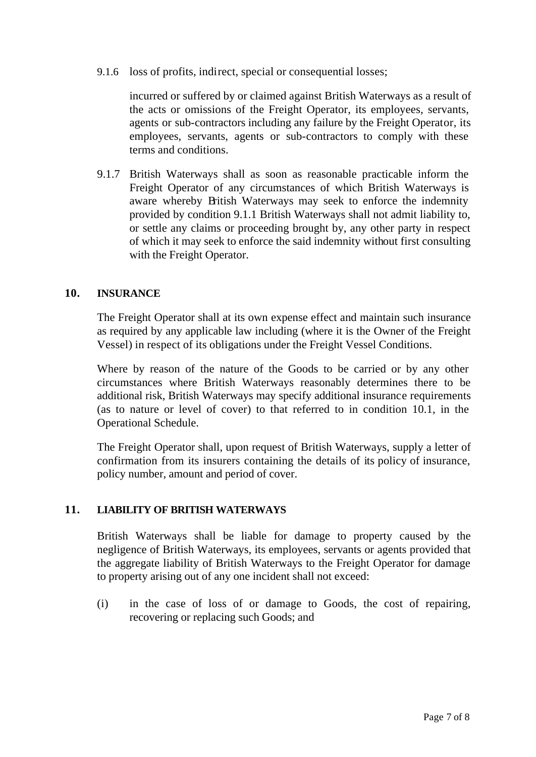9.1.6 loss of profits, indirect, special or consequential losses;

incurred or suffered by or claimed against British Waterways as a result of the acts or omissions of the Freight Operator, its employees, servants, agents or sub-contractors including any failure by the Freight Operator, its employees, servants, agents or sub-contractors to comply with these terms and conditions.

9.1.7 British Waterways shall as soon as reasonable practicable inform the Freight Operator of any circumstances of which British Waterways is aware whereby British Waterways may seek to enforce the indemnity provided by condition 9.1.1 British Waterways shall not admit liability to, or settle any claims or proceeding brought by, any other party in respect of which it may seek to enforce the said indemnity without first consulting with the Freight Operator.

## 10. INSURANCE

The Freight Operator shall at its own expense effect and maintain such insurance as required by any applicable law including (where it is the Owner of the Freight Vessel) in respect of its obligations under the Freight Vessel Conditions.

Where by reason of the nature of the Goods to be carried or by any other circumstances where British Waterways reasonably determines there to be additional risk, British Waterways may specify additional insurance requirements (as to nature or level of cover) to that referred to in condition 10.1, in the Operational Schedule.

The Freight Operator shall, upon request of British Waterways, supply a letter of confirmation from its insurers containing the details of its policy of insurance, policy number, amount and period of cover.

## 11. LIABILITY OF BRITISH WATERWAYS

British Waterways shall be liable for damage to property caused by the negligence of British Waterways, its employees, servants or agents provided that the aggregate liability of British Waterways to the Freight Operator for damage to property arising out of any one incident shall not exceed:

(i) in the case of loss of or damage to Goods, the cost of repairing, recovering or replacing such Goods; and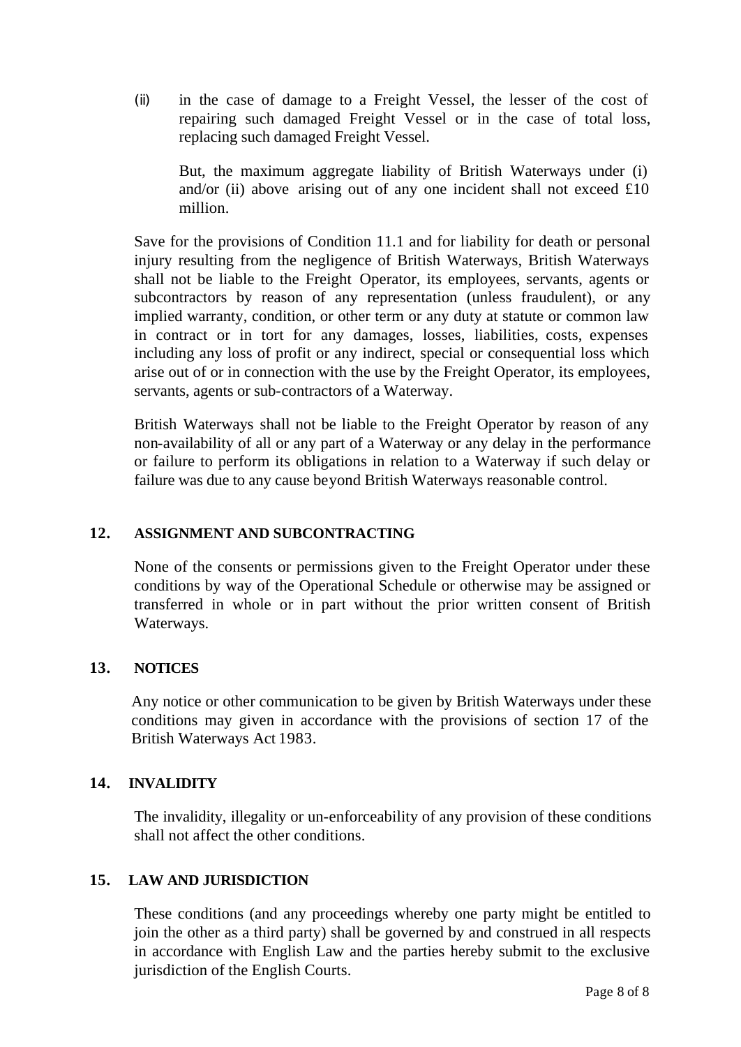(ii) in the case of damage to a Freight Vessel, the lesser of the cost of repairing such damaged Freight Vessel or in the case of total loss, replacing such damaged Freight Vessel.

But, the maximum aggregate liability of British Waterways under (i) and/or (ii) above arising out of any one incident shall not exceed £10 million.

Save for the provisions of Condition 11.1 and for liability for death or personal injury resulting from the negligence of British Waterways, British Waterways shall not be liable to the Freight Operator, its employees, servants, agents or subcontractors by reason of any representation (unless fraudulent), or any implied warranty, condition, or other term or any duty at statute or common law in contract or in tort for any damages, losses, liabilities, costs, expenses including any loss of profit or any indirect, special or consequential loss which arise out of or in connection with the use by the Freight Operator, its employees, servants, agents or sub-contractors of a Waterway.

British Waterways shall not be liable to the Freight Operator by reason of any non-availability of all or any part of a Waterway or any delay in the performance or failure to perform its obligations in relation to a Waterway if such delay or failure was due to any cause beyond British Waterways reasonable control.

## 12. ASSIGNMENT AND SUBCONTRACTING

None of the consents or permissions given to the Freight Operator under these conditions by way of the Operational Schedule or otherwise may be assigned or transferred in whole or in part without the prior written consent of British Waterways.

## 13. NOTICES

Any notice or other communication to be given by British Waterways under these conditions may given in accordance with the provisions of section 17 of the British Waterways Act 1983.

## 14. INVALIDITY

The invalidity, illegality or un-enforceability of any provision of these conditions shall not affect the other conditions.

## 15. LAW AND JURISDICTION

These conditions (and any proceedings whereby one party might be entitled to join the other as a third party) shall be governed by and construed in all respects in accordance with English Law and the parties hereby submit to the exclusive jurisdiction of the English Courts.